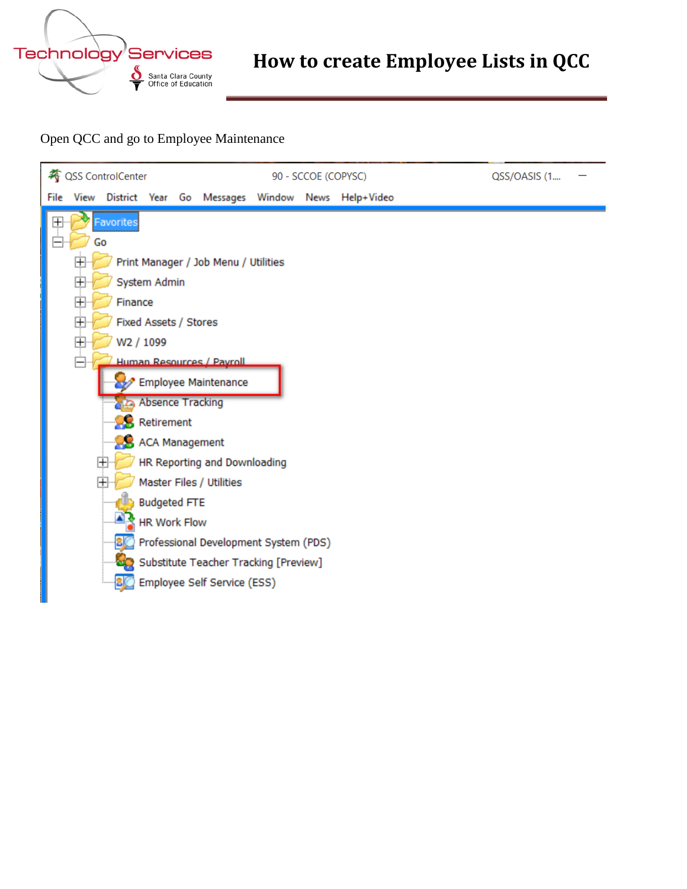# How to create Employee Lists in QCC

Open QCC and go to Employee Maintenance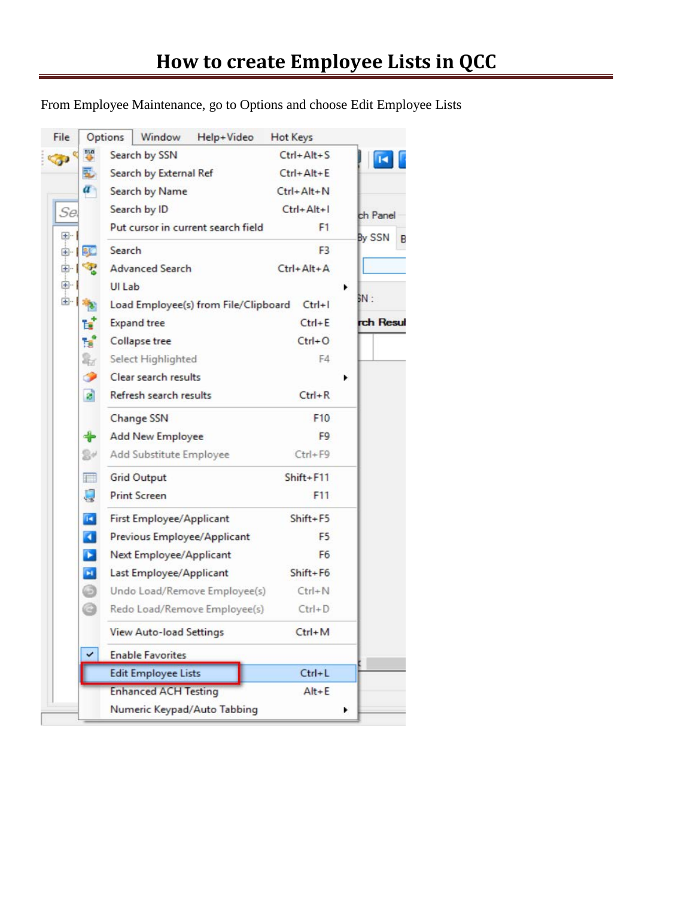# How to create Employee Lists in QCC

From Employee Maintenance, go to Options and choose Edit Employee Lists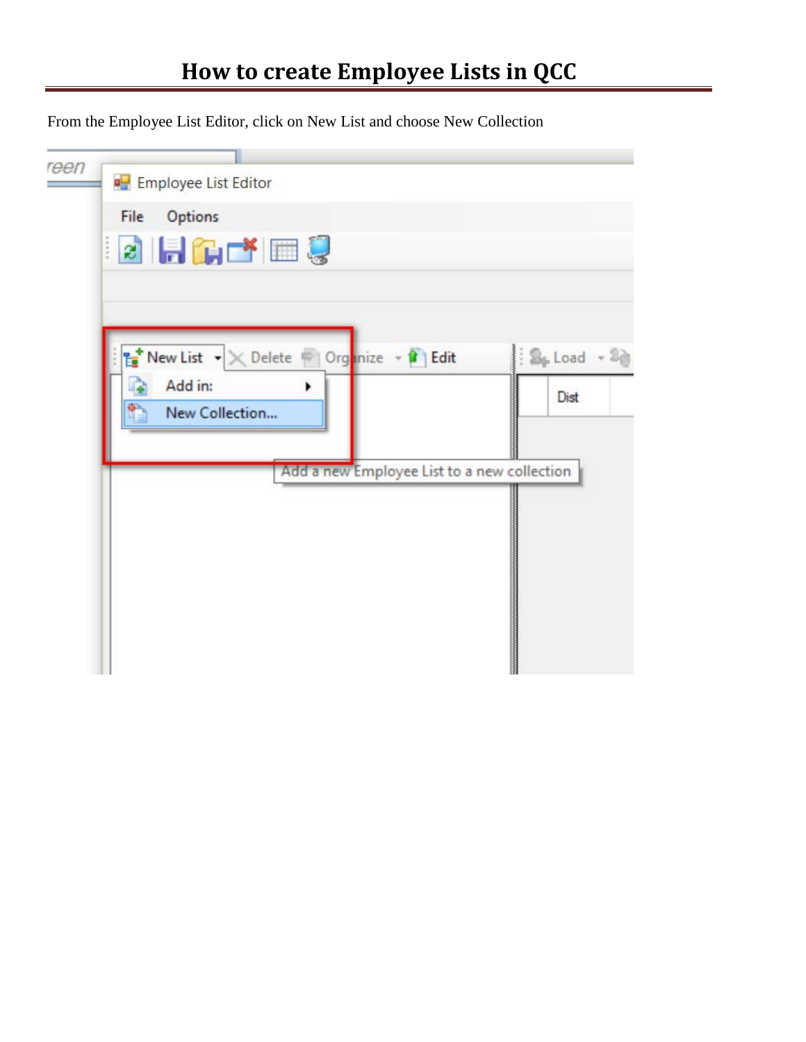# How to create Employee Lists in QCC

From the Employee List Editor, click on New List and choose New Collection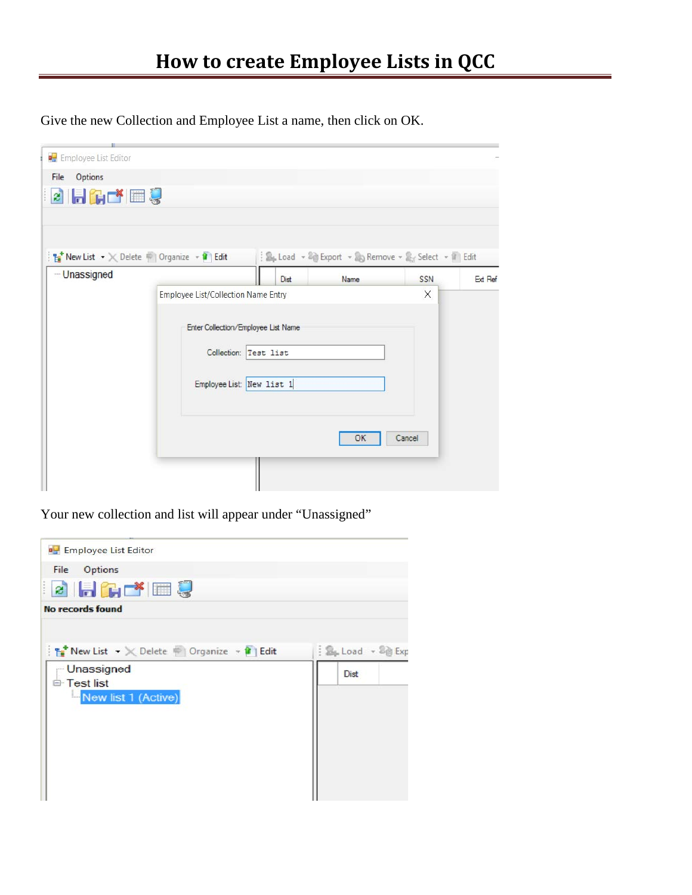# How to create Employee Lists in QCC

Give the new Collection and Employee List a name, then click on OK.

Your new collection and list will appear under "Unassigned"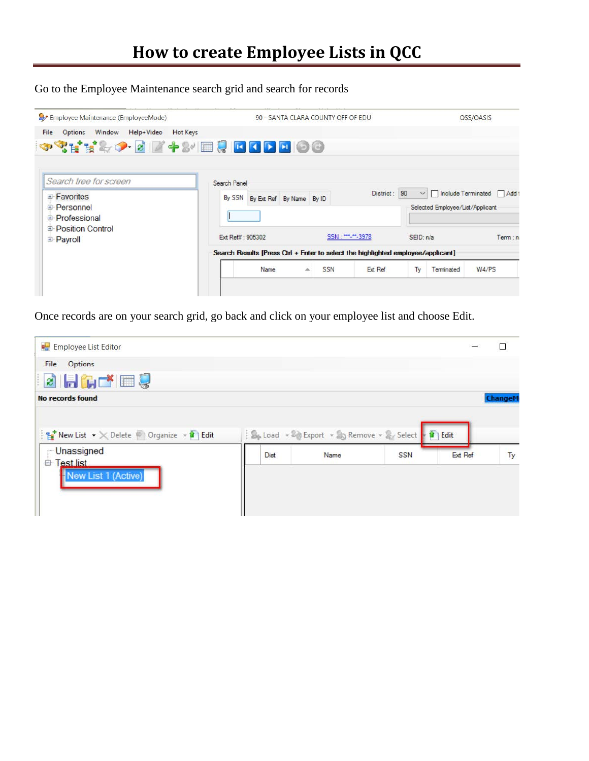# How to create Employee Lists in QCC

Go to the Employee Maintenance search grid and search for records

Once records are on your search grid, go back and click on your employee list and choose Edit.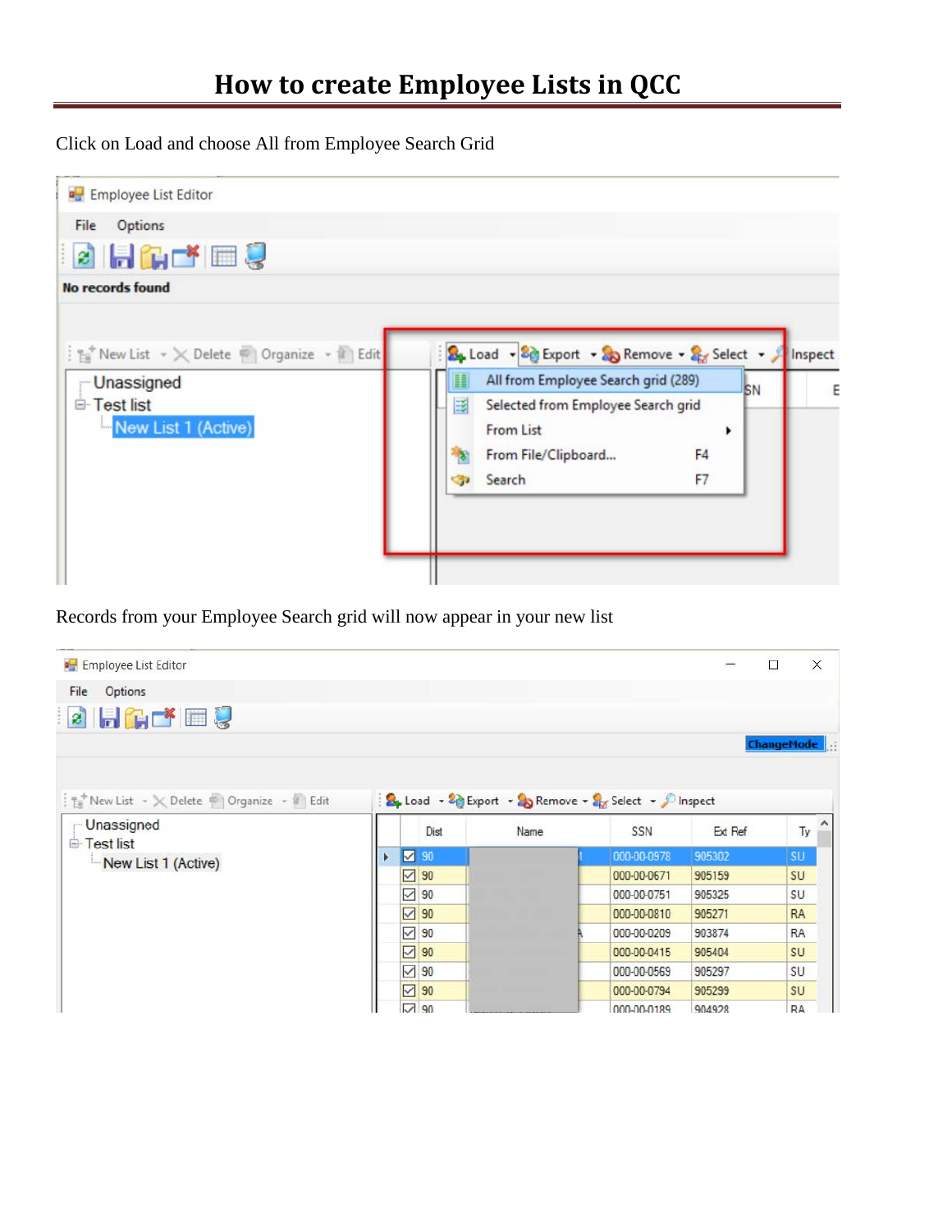# How to create Employee Lists in QCC

Click on Load and choose All from Employee Search Grid

Records from your Employee Search grid will now appear in your new list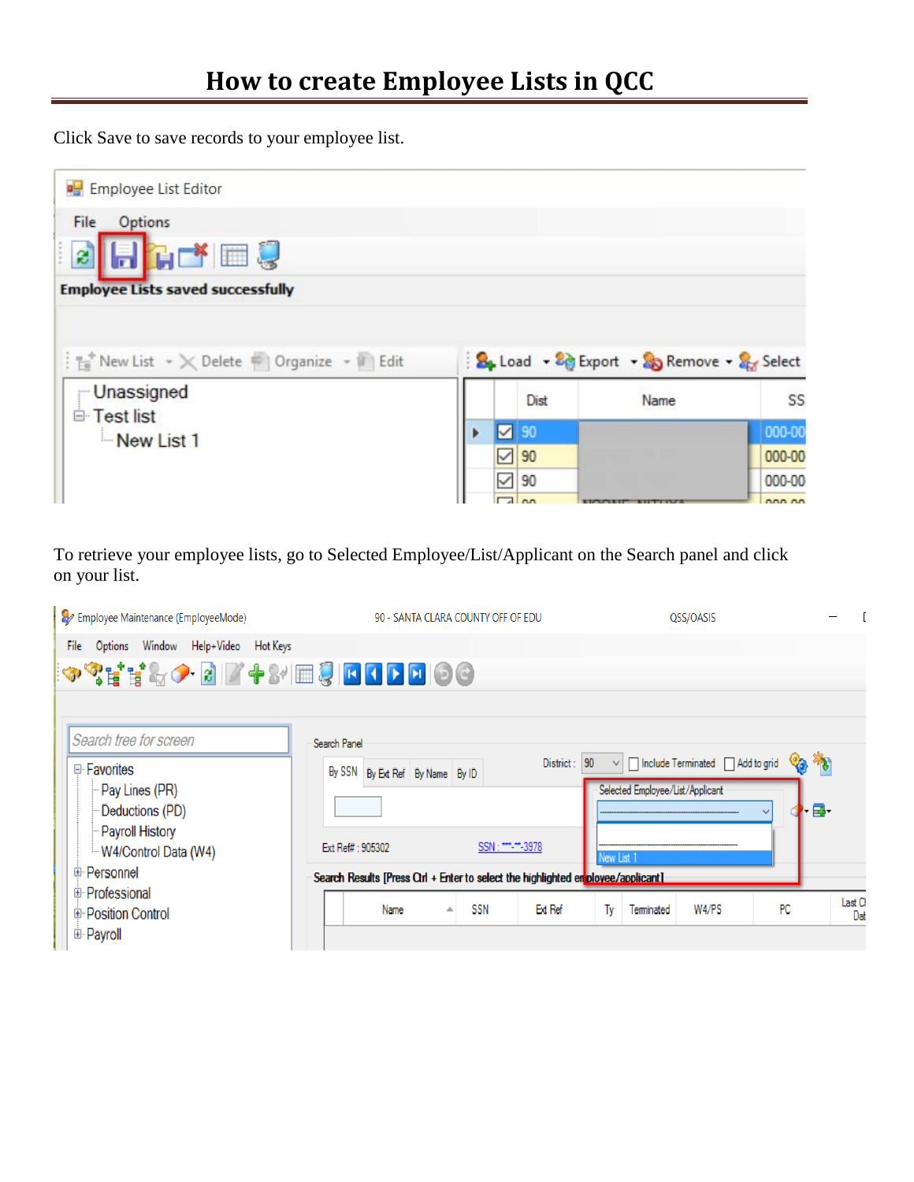# How to create Employee Lists in QCC

Click Save to save records to your employee list.

To retrieve your employee lists, go to Selected Employee/List/Applicant on the Search panel and click on your list.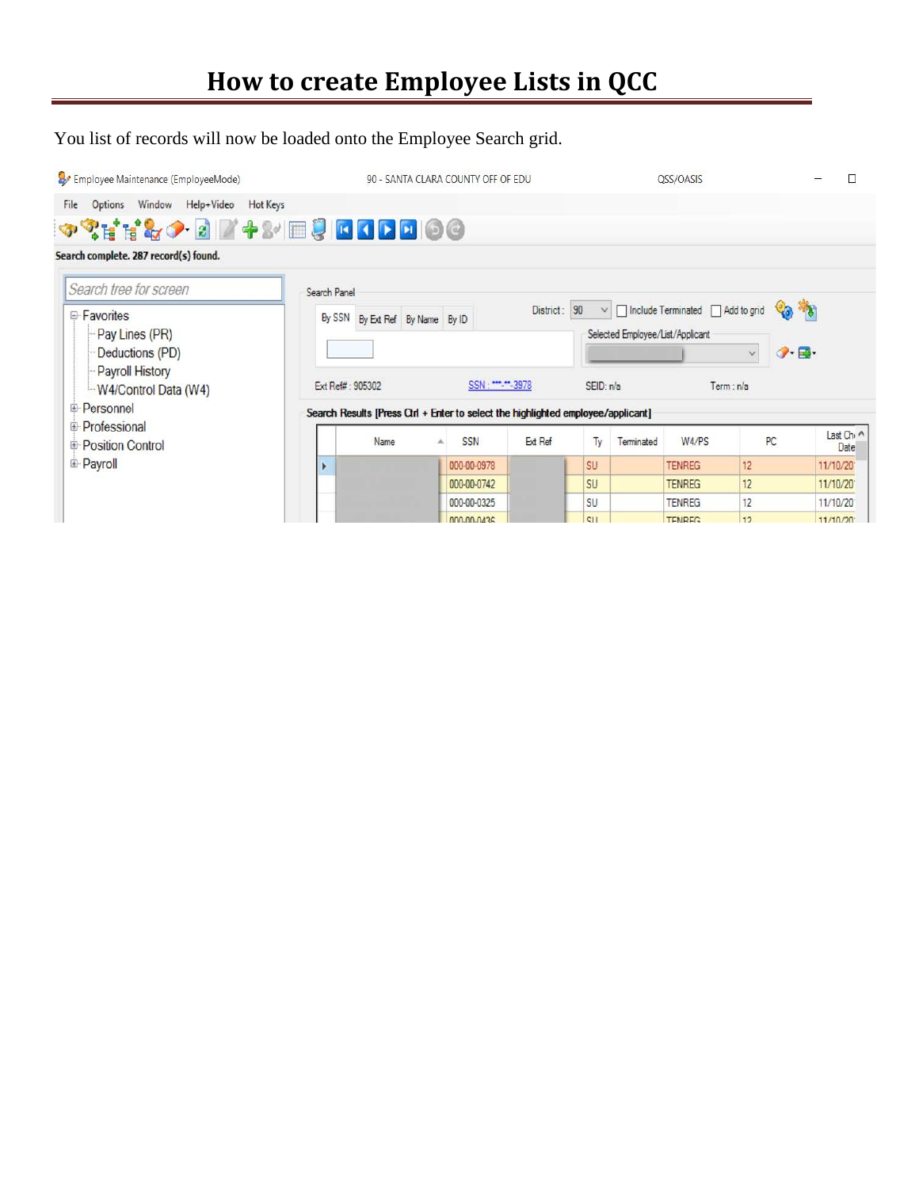You list of records will now be loaded onto the Employee Search grid.